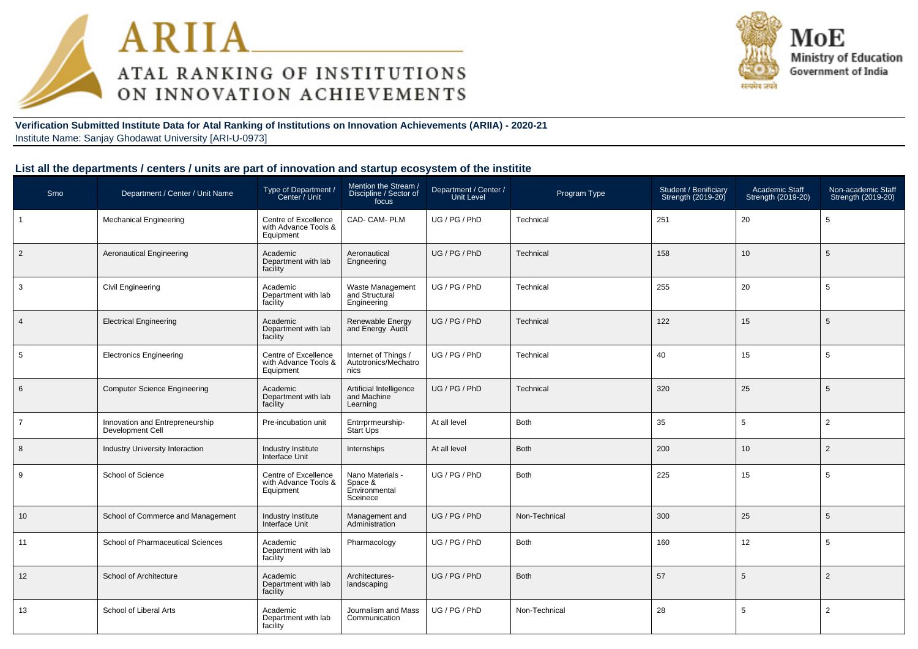# ARIIA
## ATAL RANKING OF INSTITUTIONS ON INNOVATION ACHIEVEMENTS

MoE
Ministry of Education
Government of India

**Verification Submitted Institute Data for Atal Ranking of Institutions on Innovation Achievements (ARIIA) - 2020-21**
Institute Name: Sanjay Ghodawat University [ARI-U-0973]

### List all the departments / centers / units are part of innovation and startup ecosystem of the institite

| Srno | Department / Center / Unit Name | Type of Department / Center / Unit | Mention the Stream / Discipline / Sector of focus | Department / Center / Unit Level | Program Type | Student / Benificiary Strength (2019-20) | Academic Staff Strength (2019-20) | Non-academic Staff Strength (2019-20) |
|---|---|---|---|---|---|---|---|---|
| 1 | Mechanical Engineering | Centre of Excellence with Advance Tools & Equipment | CAD- CAM- PLM | UG / PG / PhD | Technical | 251 | 20 | 5 |
| 2 | Aeronautical Engineering | Academic Department with lab facility | Aeronautical Engneering | UG / PG / PhD | Technical | 158 | 10 | 5 |
| 3 | Civil Engineering | Academic Department with lab facility | Waste Management and Structural Engineering | UG / PG / PhD | Technical | 255 | 20 | 5 |
| 4 | Electrical Engineering | Academic Department with lab facility | Renewable Energy and Energy Audit | UG / PG / PhD | Technical | 122 | 15 | 5 |
| 5 | Electronics Engineering | Centre of Excellence with Advance Tools & Equipment | Internet of Things / Autotronics/Mechatronics | UG / PG / PhD | Technical | 40 | 15 | 5 |
| 6 | Computer Science Engineering | Academic Department with lab facility | Artificial Intelligence and Machine Learning | UG / PG / PhD | Technical | 320 | 25 | 5 |
| 7 | Innovation and Entrepreneurship Development Cell | Pre-incubation unit | Entrrprrneurship-Start Ups | At all level | Both | 35 | 5 | 2 |
| 8 | Industry University Interaction | Industry Institute Interface Unit | Internships | At all level | Both | 200 | 10 | 2 |
| 9 | School of Science | Centre of Excellence with Advance Tools & Equipment | Nano Materials - Space & Environmental Sceinece | UG / PG / PhD | Both | 225 | 15 | 5 |
| 10 | School of Commerce and Management | Industry Institute Interface Unit | Management and Administration | UG / PG / PhD | Non-Technical | 300 | 25 | 5 |
| 11 | School of Pharmaceutical Sciences | Academic Department with lab facility | Pharmacology | UG / PG / PhD | Both | 160 | 12 | 5 |
| 12 | School of Architecture | Academic Department with lab facility | Architectures-landscaping | UG / PG / PhD | Both | 57 | 5 | 2 |
| 13 | School of Liberal Arts | Academic Department with lab facility | Journalism and Mass Communication | UG / PG / PhD | Non-Technical | 28 | 5 | 2 |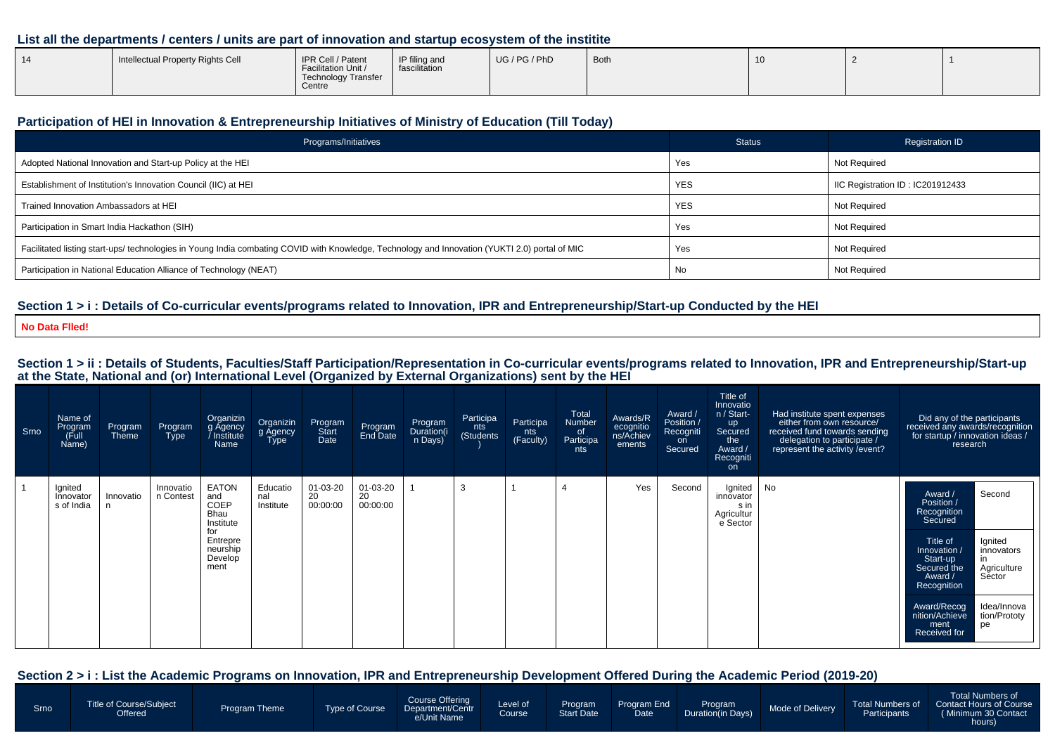## List all the departments / centers / units are part of innovation and startup ecosystem of the institite

| 14 | Intellectual Property Rights Cell | IPR Cell / Patent Facilitation Unit / Technology Transfer Centre | IP filing and fascilitation | UG / PG / PhD | Both | 10 | 2 | 1 |
|---|---|---|---|---|---|---|---|---|

## Participation of HEI in Innovation & Entrepreneurship Initiatives of Ministry of Education (Till Today)

| Programs/Initiatives | Status | Registration ID |
|---|---|---|
| Adopted National Innovation and Start-up Policy at the HEI | Yes | Not Required |
| Establishment of Institution's Innovation Council (IIC) at HEI | YES | IIC Registration ID : IC201912433 |
| Trained Innovation Ambassadors at HEI | YES | Not Required |
| Participation in Smart India Hackathon (SIH) | Yes | Not Required |
| Facilitated listing start-ups/ technologies in Young India combating COVID with Knowledge, Technology and Innovation (YUKTI 2.0) portal of MIC | Yes | Not Required |
| Participation in National Education Alliance of Technology (NEAT) | No | Not Required |

## Section 1 > i : Details of Co-curricular events/programs related to Innovation, IPR and Entrepreneurship/Start-up Conducted by the HEI

**No Data FIled!**

## Section 1 > ii : Details of Students, Faculties/Staff Participation/Representation in Co-curricular events/programs related to Innovation, IPR and Entrepreneurship/Start-up at the State, National and (or) International Level (Organized by External Organizations) sent by the HEI

| Srno | Name of Program (Full Name) | Program Theme | Program Type | Organizing Agency / Institute Name | Organizing Agency Type | Program Start Date | Program End Date | Program Duration(in Days) | Participants (Students) | Participants (Faculty) | Total Number of Participants | Awards/Recognitions/Achievements | Award / Position / Recognition Secured | Title of Innovation / Start-up Secured the Award / Recognition | Had institute spent expenses either from own resource/ received fund towards sending delegation to participate / represent the activity /event? | Did any of the participants received any awards/recognition for startup / innovation ideas / research |
|---|---|---|---|---|---|---|---|---|---|---|---|---|---|---|---|---|
| 1 | Ignited Innovators of India | Innovation | Innovation Contest | EATON and COEP Bhau Institute for Entrepreneurship Development | Educational Institute | 01-03-2020 00:00:00 | 01-03-2020 00:00:00 | 1 | 3 | 1 | 4 | Yes | Second | Ignited innovators in Agriculture Sector | No | Award / Position / Recognition Secured: Second; Title of Innovation / Start-up Secured the Award / Recognition: Ignited innovators in Agriculture Sector; Award/Recognition/Achievement Received for: Idea/Innovation/Prototype |

## Section 2 > i : List the Academic Programs on Innovation, IPR and Entrepreneurship Development Offered During the Academic Period (2019-20)

| Srno | Title of Course/Subject Offered | Program Theme | Type of Course | Course Offering Department/Centre/Unit Name | Level of Course | Program Start Date | Program End Date | Program Duration(in Days) | Mode of Delivery | Total Numbers of Participants | Total Numbers of Contact Hours of Course ( Minimum 30 Contact hours) |
|---|---|---|---|---|---|---|---|---|---|---|---|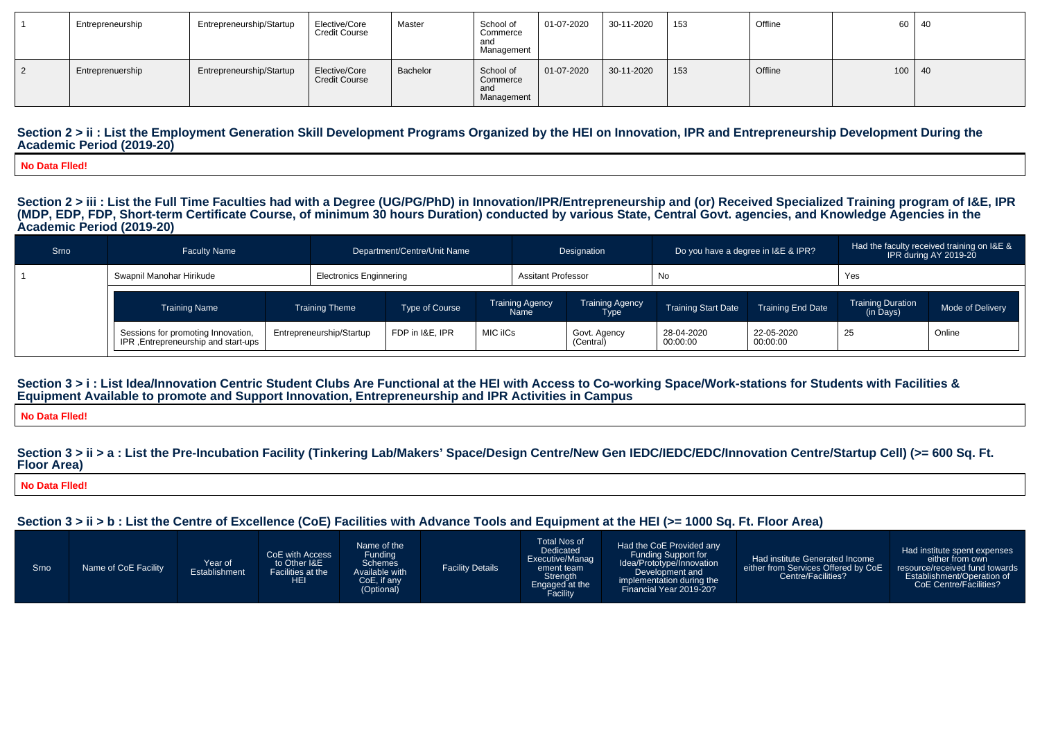| | | | | | | | | | | | |
|---|---|---|---|---|---|---|---|---|---|---|---|
| 1 | Entrepreneurship | Entrepreneurship/Startup | Elective/Core Credit Course | Master | School of Commerce and Management | 01-07-2020 | 30-11-2020 | 153 | Offline | 60 | 40 |
| 2 | Entreprenuership | Entrepreneurship/Startup | Elective/Core Credit Course | Bachelor | School of Commerce and Management | 01-07-2020 | 30-11-2020 | 153 | Offline | 100 | 40 |

### Section 2 > ii : List the Employment Generation Skill Development Programs Organized by the HEI on Innovation, IPR and Entrepreneurship Development During the Academic Period (2019-20)

**No Data Flled!**

### Section 2 > iii : List the Full Time Faculties had with a Degree (UG/PG/PhD) in Innovation/IPR/Entrepreneurship and (or) Received Specialized Training program of I&E, IPR (MDP, EDP, FDP, Short-term Certificate Course, of minimum 30 hours Duration) conducted by various State, Central Govt. agencies, and Knowledge Agencies in the Academic Period (2019-20)

| Srno | Faculty Name | Department/Centre/Unit Name | Designation | Do you have a degree in I&E & IPR? | Had the faculty received training on I&E & IPR during AY 2019-20 |
|---|---|---|---|---|---|
| 1 | Swapnil Manohar Hirikude | Electronics Enginnering | Assitant Professor | No | Yes |

| Training Name | Training Theme | Type of Course | Training Agency Name | Training Agency Type | Training Start Date | Training End Date | Training Duration (in Days) | Mode of Delivery |
|---|---|---|---|---|---|---|---|---|
| Sessions for promoting Innovation, IPR ,Entrepreneurship and start-ups | Entrepreneurship/Startup | FDP in I&E, IPR | MIC iICs | Govt. Agency (Central) | 28-04-2020 00:00:00 | 22-05-2020 00:00:00 | 25 | Online |

### Section 3 > i : List Idea/Innovation Centric Student Clubs Are Functional at the HEI with Access to Co-working Space/Work-stations for Students with Facilities & Equipment Available to promote and Support Innovation, Entrepreneurship and IPR Activities in Campus

**No Data Flled!**

### Section 3 > ii > a : List the Pre-Incubation Facility (Tinkering Lab/Makers' Space/Design Centre/New Gen IEDC/IEDC/EDC/Innovation Centre/Startup Cell) (>= 600 Sq. Ft. Floor Area)

**No Data Flled!**

### Section 3 > ii > b : List the Centre of Excellence (CoE) Facilities with Advance Tools and Equipment at the HEI (>= 1000 Sq. Ft. Floor Area)

| Srno | Name of CoE Facility | Year of Establishment | CoE with Access to Other I&E Facilities at the HEI | Name of the Funding Schemes Available with CoE, if any (Optional) | Facility Details | Total Nos of Dedicated Executive/Management team Strength Engaged at the Facility | Had the CoE Provided any Funding Support for Idea/Prototype/Innovation Development and implementation during the Financial Year 2019-20? | Had institute Generated Income either from Services Offered by CoE Centre/Facilities? | Had institute spent expenses either from own resource/received fund towards Establishment/Operation of CoE Centre/Facilities? |
|---|---|---|---|---|---|---|---|---|---|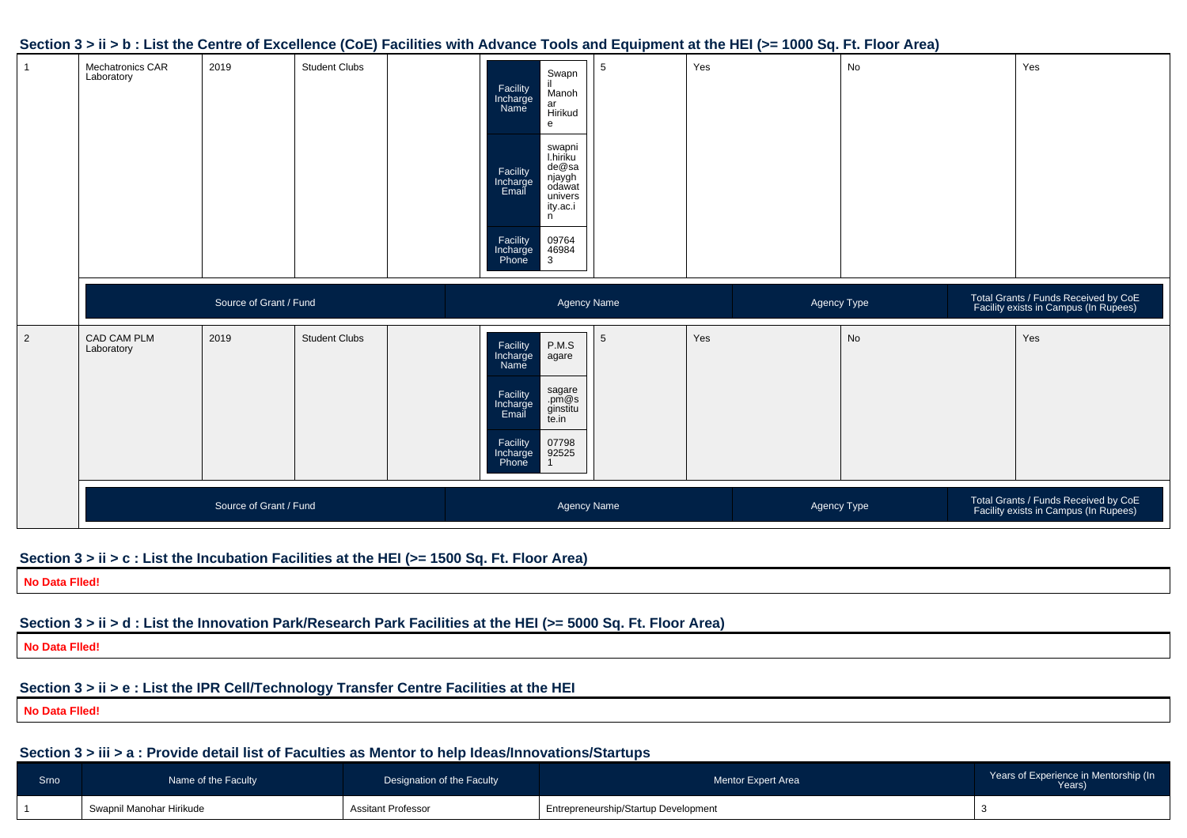## Section 3 > ii > b : List the Centre of Excellence (CoE) Facilities with Advance Tools and Equipment at the HEI (>= 1000 Sq. Ft. Floor Area)

| | | | | | | | | | |
|---|---|---|---|---|---|---|---|---|---|
| 1 | Mechatronics CAR Laboratory | 2019 | Student Clubs | | Facility Incharge Name: Swapnil Manohar Hirikude; Facility Incharge Email: swapnil.hirikude@sanjayghodawatuniversity.ac.in; Facility Incharge Phone: 097644698443 | 5 | Yes | No | Yes |
| | Source of Grant / Fund | | | Agency Name | | | Agency Type | | Total Grants / Funds Received by CoE Facility exists in Campus (In Rupees) |
| 2 | CAD CAM PLM Laboratory | 2019 | Student Clubs | | Facility Incharge Name: P.M.Sagare; Facility Incharge Email: sagare.pm@sginstitute.in; Facility Incharge Phone: 077989252 51 | 5 | Yes | No | Yes |
| | Source of Grant / Fund | | | Agency Name | | | Agency Type | | Total Grants / Funds Received by CoE Facility exists in Campus (In Rupees) |

## Section 3 > ii > c : List the Incubation Facilities at the HEI (>= 1500 Sq. Ft. Floor Area)

**No Data FIled!**

## Section 3 > ii > d : List the Innovation Park/Research Park Facilities at the HEI (>= 5000 Sq. Ft. Floor Area)

**No Data FIled!**

## Section 3 > ii > e : List the IPR Cell/Technology Transfer Centre Facilities at the HEI

**No Data FIled!**

## Section 3 > iii > a : Provide detail list of Faculties as Mentor to help Ideas/Innovations/Startups

| Srno | Name of the Faculty | Designation of the Faculty | Mentor Expert Area | Years of Experience in Mentorship (In Years) |
|---|---|---|---|---|
| 1 | Swapnil Manohar Hirikude | Assitant Professor | Entrepreneurship/Startup Development | 3 |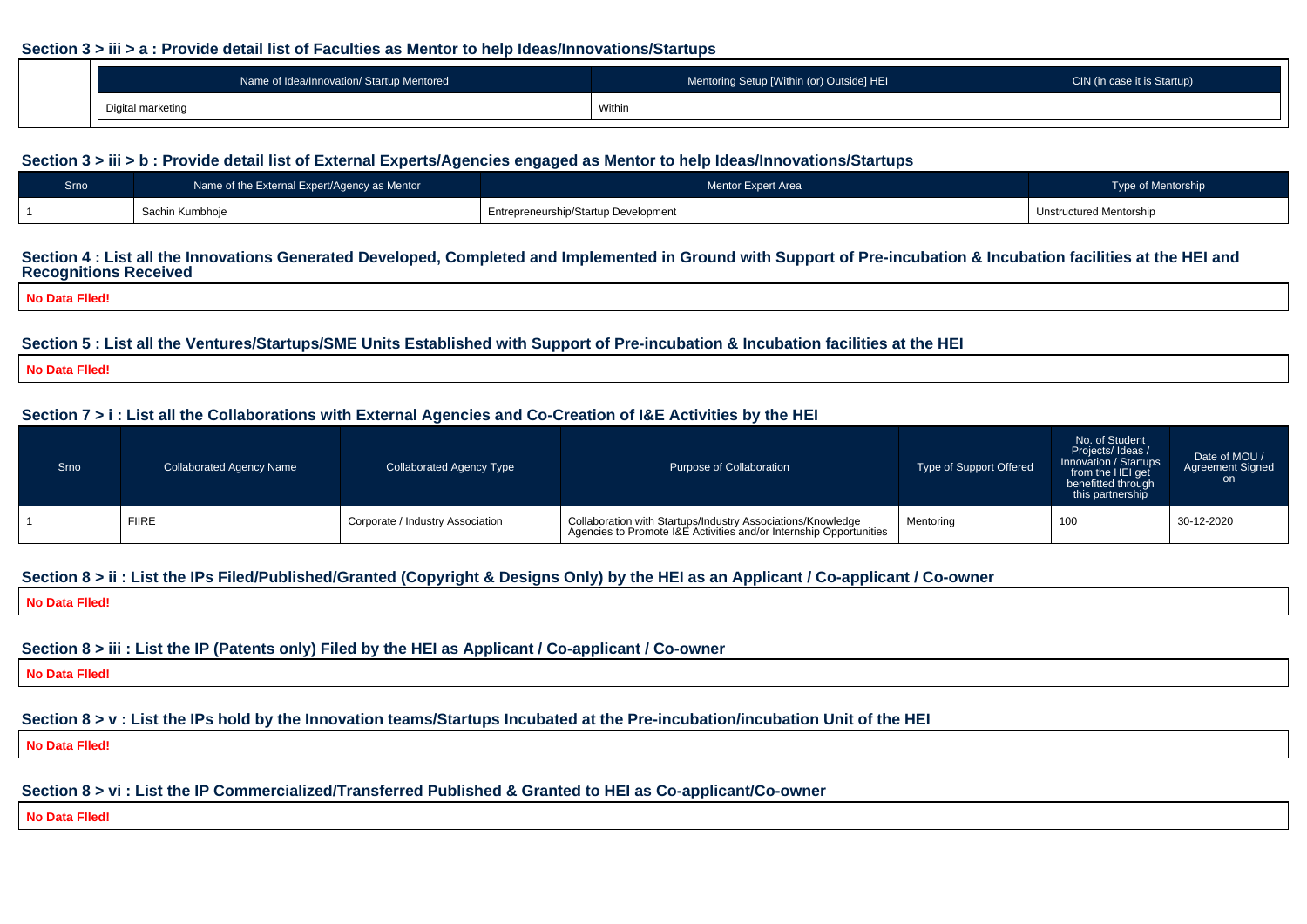### Section 3 > iii > a : Provide detail list of Faculties as Mentor to help Ideas/Innovations/Startups

| | Name of Idea/Innovation/ Startup Mentored | Mentoring Setup [Within (or) Outside] HEI | CIN (in case it is Startup) |
|---|---|---|---|
| | Digital marketing | Within | |

### Section 3 > iii > b : Provide detail list of External Experts/Agencies engaged as Mentor to help Ideas/Innovations/Startups

| Srno | Name of the External Expert/Agency as Mentor | Mentor Expert Area | Type of Mentorship |
|---|---|---|---|
| 1 | Sachin Kumbhoje | Entrepreneurship/Startup Development | Unstructured Mentorship |

### Section 4 : List all the Innovations Generated Developed, Completed and Implemented in Ground with Support of Pre-incubation & Incubation facilities at the HEI and Recognitions Received

**No Data FIled!**

### Section 5 : List all the Ventures/Startups/SME Units Established with Support of Pre-incubation & Incubation facilities at the HEI

**No Data FIled!**

### Section 7 > i : List all the Collaborations with External Agencies and Co-Creation of I&E Activities by the HEI

| Srno | Collaborated Agency Name | Collaborated Agency Type | Purpose of Collaboration | Type of Support Offered | No. of Student Projects/ Ideas / Innovation / Startups from the HEI get benefitted through this partnership | Date of MOU / Agreement Signed on |
|---|---|---|---|---|---|---|
| 1 | FIIRE | Corporate / Industry Association | Collaboration with Startups/Industry Associations/Knowledge Agencies to Promote I&E Activities and/or Internship Opportunities | Mentoring | 100 | 30-12-2020 |

### Section 8 > ii : List the IPs Filed/Published/Granted (Copyright & Designs Only) by the HEI as an Applicant / Co-applicant / Co-owner

**No Data FIled!**

### Section 8 > iii : List the IP (Patents only) Filed by the HEI as Applicant / Co-applicant / Co-owner

**No Data FIled!**

### Section 8 > v : List the IPs hold by the Innovation teams/Startups Incubated at the Pre-incubation/incubation Unit of the HEI

**No Data FIled!**

### Section 8 > vi : List the IP Commercialized/Transferred Published & Granted to HEI as Co-applicant/Co-owner

**No Data FIled!**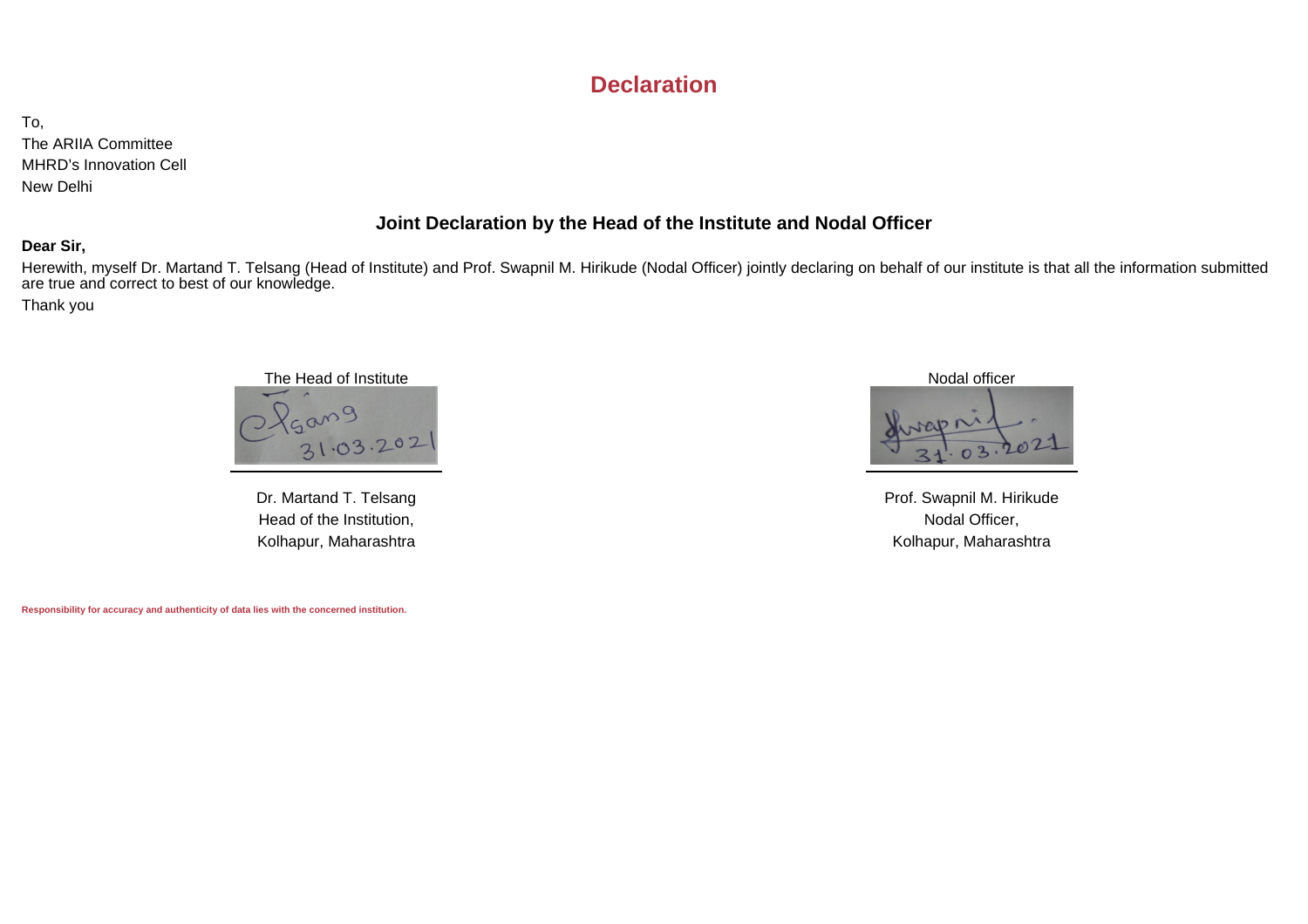# Declaration

To,

The ARIIA Committee

MHRD's Innovation Cell

New Delhi

## Joint Declaration by the Head of the Institute and Nodal Officer

**Dear Sir,**

Herewith, myself Dr. Martand T. Telsang (Head of Institute) and Prof. Swapnil M. Hirikude (Nodal Officer) jointly declaring on behalf of our institute is that all the information submitted are true and correct to best of our knowledge.

Thank you

The Head of Institute

31.03.2021

Dr. Martand T. Telsang
Head of the Institution,
Kolhapur, Maharashtra

Nodal officer

31.03.2021

Prof. Swapnil M. Hirikude
Nodal Officer,
Kolhapur, Maharashtra

**Responsibility for accuracy and authenticity of data lies with the concerned institution.**